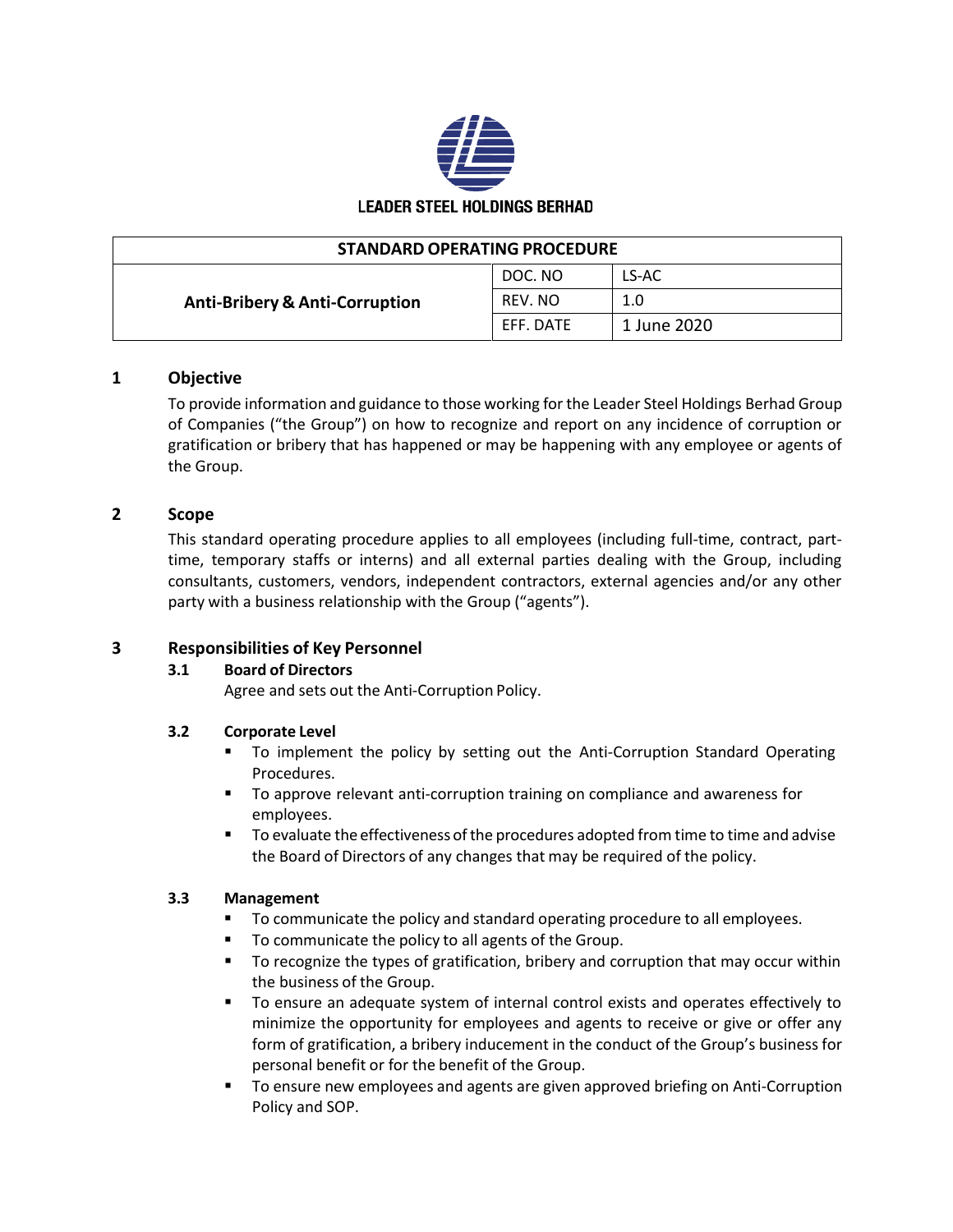LEADER STEEL HOLDINGS BERHAD

| STANDARD OPERATING PROCEDURE | | |
|---|---|---|
| **Anti-Bribery & Anti-Corruption** | DOC. NO | LS-AC |
| | REV. NO | 1.0 |
| | EFF. DATE | 1 June 2020 |

## 1 Objective

To provide information and guidance to those working for the Leader Steel Holdings Berhad Group of Companies ("the Group") on how to recognize and report on any incidence of corruption or gratification or bribery that has happened or may be happening with any employee or agents of the Group.

## 2 Scope

This standard operating procedure applies to all employees (including full-time, contract, part-time, temporary staffs or interns) and all external parties dealing with the Group, including consultants, customers, vendors, independent contractors, external agencies and/or any other party with a business relationship with the Group ("agents").

## 3 Responsibilities of Key Personnel

### 3.1 Board of Directors

Agree and sets out the Anti-Corruption Policy.

### 3.2 Corporate Level

- To implement the policy by setting out the Anti-Corruption Standard Operating Procedures.
- To approve relevant anti-corruption training on compliance and awareness for employees.
- To evaluate the effectiveness of the procedures adopted from time to time and advise the Board of Directors of any changes that may be required of the policy.

### 3.3 Management

- To communicate the policy and standard operating procedure to all employees.
- To communicate the policy to all agents of the Group.
- To recognize the types of gratification, bribery and corruption that may occur within the business of the Group.
- To ensure an adequate system of internal control exists and operates effectively to minimize the opportunity for employees and agents to receive or give or offer any form of gratification, a bribery inducement in the conduct of the Group's business for personal benefit or for the benefit of the Group.
- To ensure new employees and agents are given approved briefing on Anti-Corruption Policy and SOP.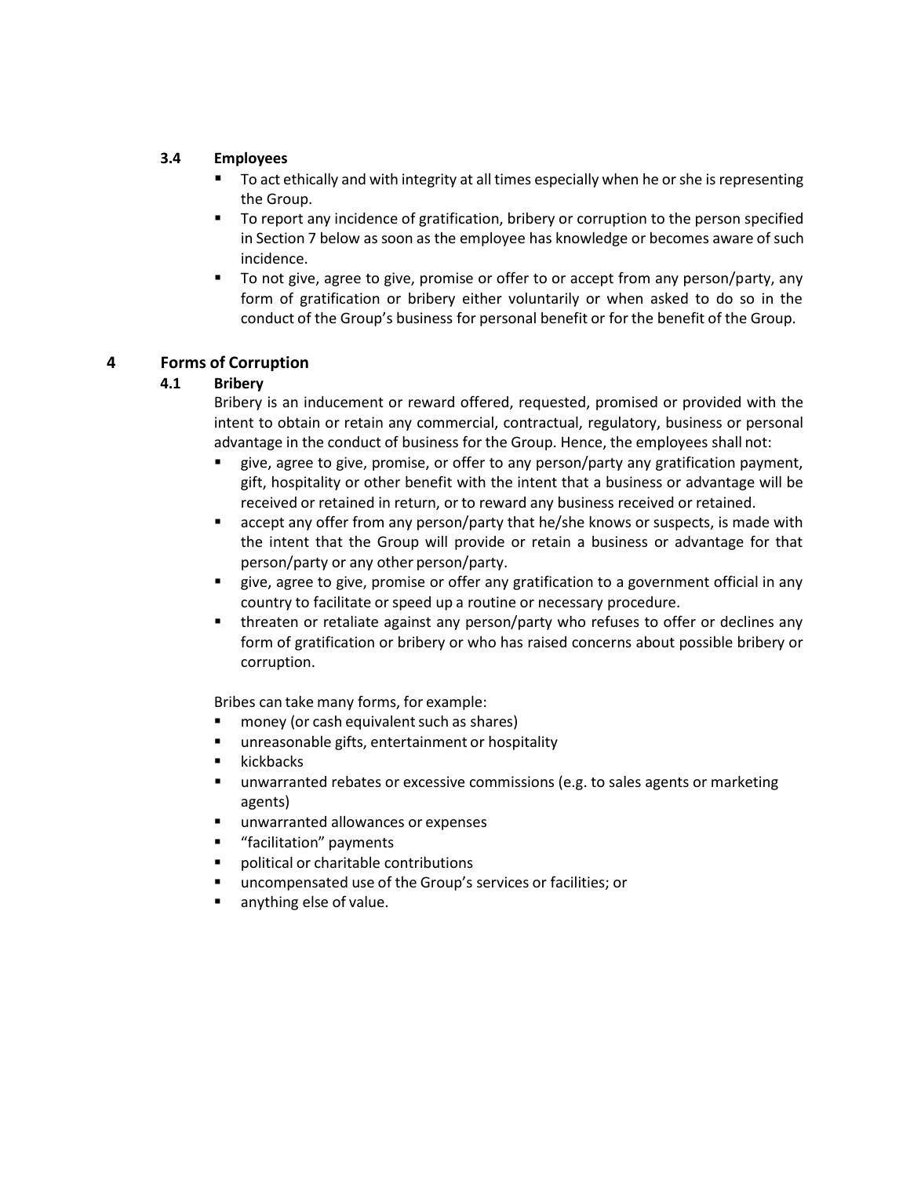### 3.4 Employees

- To act ethically and with integrity at all times especially when he or she is representing the Group.
- To report any incidence of gratification, bribery or corruption to the person specified in Section 7 below as soon as the employee has knowledge or becomes aware of such incidence.
- To not give, agree to give, promise or offer to or accept from any person/party, any form of gratification or bribery either voluntarily or when asked to do so in the conduct of the Group's business for personal benefit or for the benefit of the Group.

## 4 Forms of Corruption

### 4.1 Bribery

Bribery is an inducement or reward offered, requested, promised or provided with the intent to obtain or retain any commercial, contractual, regulatory, business or personal advantage in the conduct of business for the Group. Hence, the employees shall not:

- give, agree to give, promise, or offer to any person/party any gratification payment, gift, hospitality or other benefit with the intent that a business or advantage will be received or retained in return, or to reward any business received or retained.
- accept any offer from any person/party that he/she knows or suspects, is made with the intent that the Group will provide or retain a business or advantage for that person/party or any other person/party.
- give, agree to give, promise or offer any gratification to a government official in any country to facilitate or speed up a routine or necessary procedure.
- threaten or retaliate against any person/party who refuses to offer or declines any form of gratification or bribery or who has raised concerns about possible bribery or corruption.

Bribes can take many forms, for example:

- money (or cash equivalent such as shares)
- unreasonable gifts, entertainment or hospitality
- kickbacks
- unwarranted rebates or excessive commissions (e.g. to sales agents or marketing agents)
- unwarranted allowances or expenses
- "facilitation" payments
- political or charitable contributions
- uncompensated use of the Group's services or facilities; or
- anything else of value.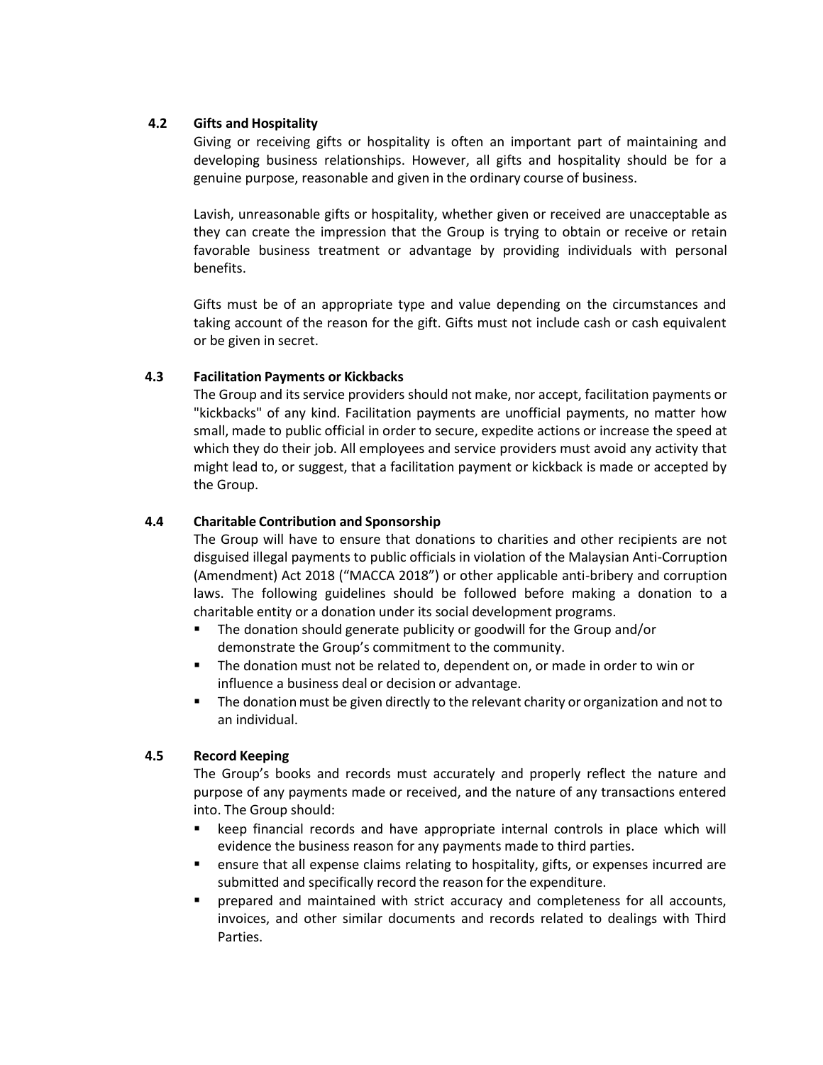### 4.2 Gifts and Hospitality

Giving or receiving gifts or hospitality is often an important part of maintaining and developing business relationships. However, all gifts and hospitality should be for a genuine purpose, reasonable and given in the ordinary course of business.

Lavish, unreasonable gifts or hospitality, whether given or received are unacceptable as they can create the impression that the Group is trying to obtain or receive or retain favorable business treatment or advantage by providing individuals with personal benefits.

Gifts must be of an appropriate type and value depending on the circumstances and taking account of the reason for the gift. Gifts must not include cash or cash equivalent or be given in secret.

### 4.3 Facilitation Payments or Kickbacks

The Group and its service providers should not make, nor accept, facilitation payments or "kickbacks" of any kind. Facilitation payments are unofficial payments, no matter how small, made to public official in order to secure, expedite actions or increase the speed at which they do their job. All employees and service providers must avoid any activity that might lead to, or suggest, that a facilitation payment or kickback is made or accepted by the Group.

### 4.4 Charitable Contribution and Sponsorship

The Group will have to ensure that donations to charities and other recipients are not disguised illegal payments to public officials in violation of the Malaysian Anti-Corruption (Amendment) Act 2018 ("MACCA 2018") or other applicable anti-bribery and corruption laws. The following guidelines should be followed before making a donation to a charitable entity or a donation under its social development programs.

- The donation should generate publicity or goodwill for the Group and/or demonstrate the Group's commitment to the community.
- The donation must not be related to, dependent on, or made in order to win or influence a business deal or decision or advantage.
- The donation must be given directly to the relevant charity or organization and not to an individual.

### 4.5 Record Keeping

The Group's books and records must accurately and properly reflect the nature and purpose of any payments made or received, and the nature of any transactions entered into. The Group should:

- keep financial records and have appropriate internal controls in place which will evidence the business reason for any payments made to third parties.
- ensure that all expense claims relating to hospitality, gifts, or expenses incurred are submitted and specifically record the reason for the expenditure.
- prepared and maintained with strict accuracy and completeness for all accounts, invoices, and other similar documents and records related to dealings with Third Parties.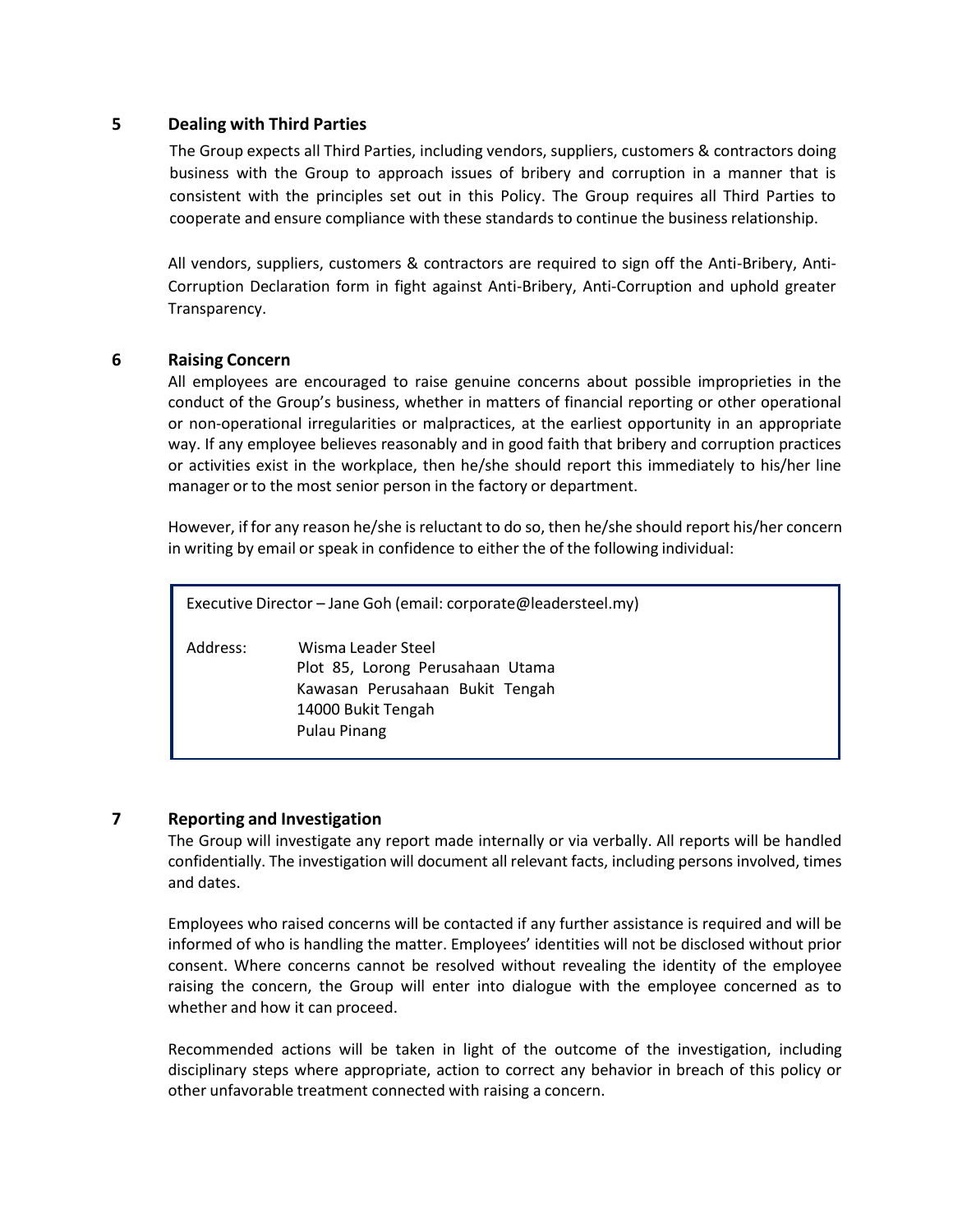## 5 Dealing with Third Parties

The Group expects all Third Parties, including vendors, suppliers, customers & contractors doing business with the Group to approach issues of bribery and corruption in a manner that is consistent with the principles set out in this Policy. The Group requires all Third Parties to cooperate and ensure compliance with these standards to continue the business relationship.

All vendors, suppliers, customers & contractors are required to sign off the Anti-Bribery, Anti-Corruption Declaration form in fight against Anti-Bribery, Anti-Corruption and uphold greater Transparency.

## 6 Raising Concern

All employees are encouraged to raise genuine concerns about possible improprieties in the conduct of the Group's business, whether in matters of financial reporting or other operational or non-operational irregularities or malpractices, at the earliest opportunity in an appropriate way. If any employee believes reasonably and in good faith that bribery and corruption practices or activities exist in the workplace, then he/she should report this immediately to his/her line manager or to the most senior person in the factory or department.

However, if for any reason he/she is reluctant to do so, then he/she should report his/her concern in writing by email or speak in confidence to either the of the following individual:

> Executive Director – Jane Goh (email: corporate@leadersteel.my)
>
> Address: Wisma Leader Steel
> Plot 85, Lorong Perusahaan Utama
> Kawasan Perusahaan Bukit Tengah
> 14000 Bukit Tengah
> Pulau Pinang

## 7 Reporting and Investigation

The Group will investigate any report made internally or via verbally. All reports will be handled confidentially. The investigation will document all relevant facts, including persons involved, times and dates.

Employees who raised concerns will be contacted if any further assistance is required and will be informed of who is handling the matter. Employees' identities will not be disclosed without prior consent. Where concerns cannot be resolved without revealing the identity of the employee raising the concern, the Group will enter into dialogue with the employee concerned as to whether and how it can proceed.

Recommended actions will be taken in light of the outcome of the investigation, including disciplinary steps where appropriate, action to correct any behavior in breach of this policy or other unfavorable treatment connected with raising a concern.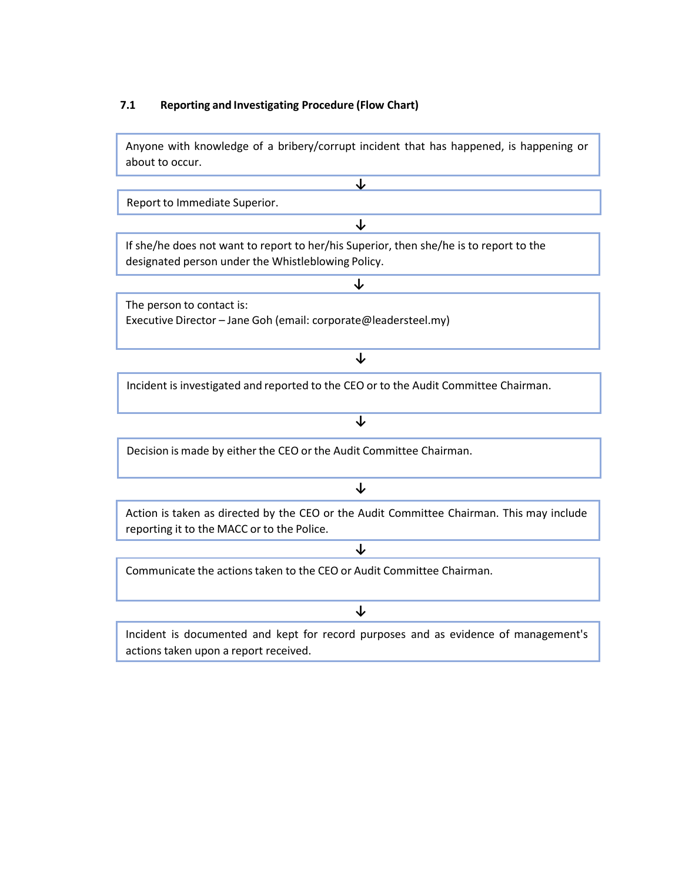### 7.1 Reporting and Investigating Procedure (Flow Chart)

Anyone with knowledge of a bribery/corrupt incident that has happened, is happening or about to occur.

↓

Report to Immediate Superior.

↓

If she/he does not want to report to her/his Superior, then she/he is to report to the designated person under the Whistleblowing Policy.

↓

The person to contact is:
Executive Director – Jane Goh (email: corporate@leadersteel.my)

↓

Incident is investigated and reported to the CEO or to the Audit Committee Chairman.

↓

Decision is made by either the CEO or the Audit Committee Chairman.

↓

Action is taken as directed by the CEO or the Audit Committee Chairman. This may include reporting it to the MACC or to the Police.

↓

Communicate the actions taken to the CEO or Audit Committee Chairman.

↓

Incident is documented and kept for record purposes and as evidence of management's actions taken upon a report received.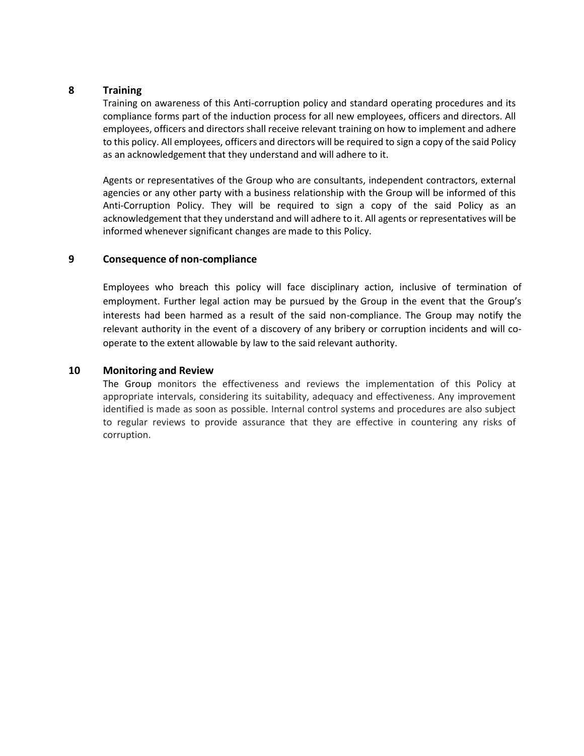## 8 Training

Training on awareness of this Anti-corruption policy and standard operating procedures and its compliance forms part of the induction process for all new employees, officers and directors. All employees, officers and directors shall receive relevant training on how to implement and adhere to this policy. All employees, officers and directors will be required to sign a copy of the said Policy as an acknowledgement that they understand and will adhere to it.

Agents or representatives of the Group who are consultants, independent contractors, external agencies or any other party with a business relationship with the Group will be informed of this Anti-Corruption Policy. They will be required to sign a copy of the said Policy as an acknowledgement that they understand and will adhere to it. All agents or representatives will be informed whenever significant changes are made to this Policy.

## 9 Consequence of non-compliance

Employees who breach this policy will face disciplinary action, inclusive of termination of employment. Further legal action may be pursued by the Group in the event that the Group's interests had been harmed as a result of the said non-compliance. The Group may notify the relevant authority in the event of a discovery of any bribery or corruption incidents and will co-operate to the extent allowable by law to the said relevant authority.

## 10 Monitoring and Review

The Group monitors the effectiveness and reviews the implementation of this Policy at appropriate intervals, considering its suitability, adequacy and effectiveness. Any improvement identified is made as soon as possible. Internal control systems and procedures are also subject to regular reviews to provide assurance that they are effective in countering any risks of corruption.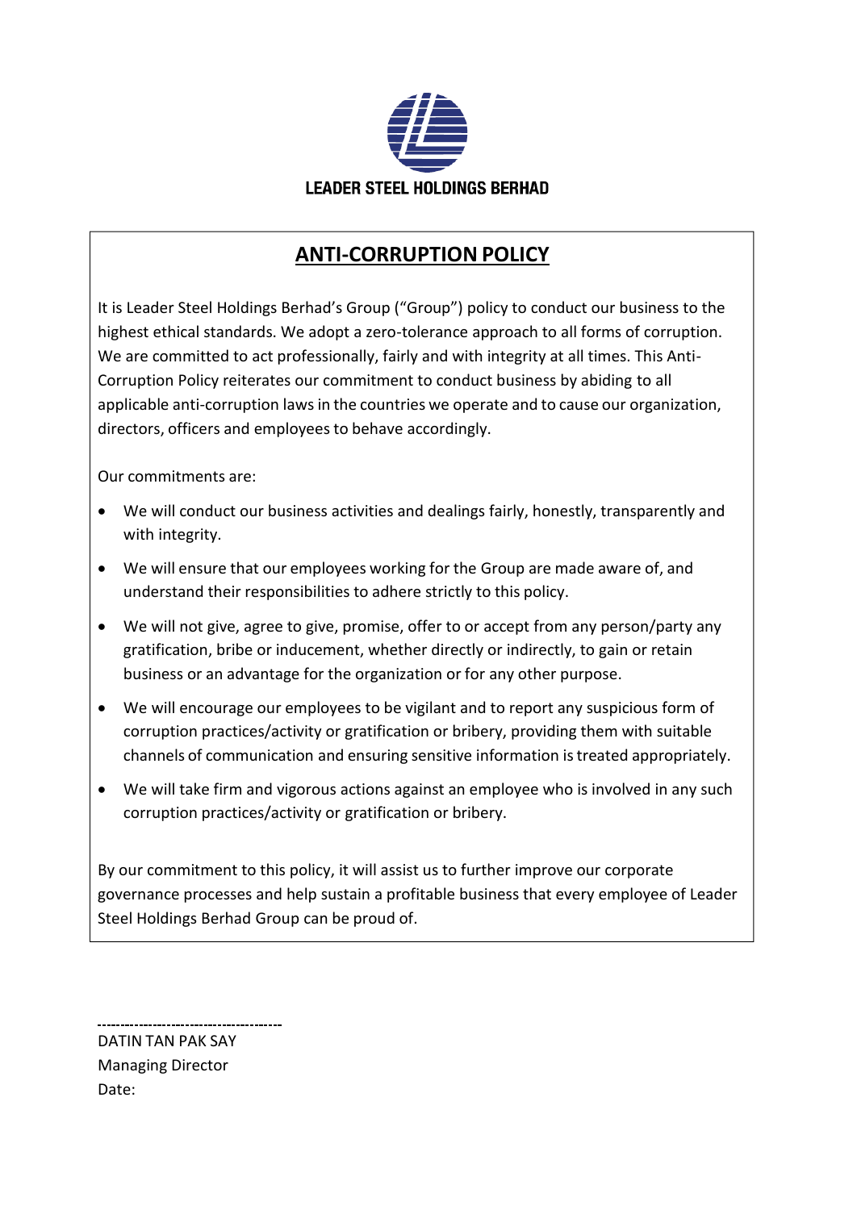LEADER STEEL HOLDINGS BERHAD

# ANTI-CORRUPTION POLICY

It is Leader Steel Holdings Berhad's Group ("Group") policy to conduct our business to the highest ethical standards. We adopt a zero-tolerance approach to all forms of corruption. We are committed to act professionally, fairly and with integrity at all times. This Anti-Corruption Policy reiterates our commitment to conduct business by abiding to all applicable anti-corruption laws in the countries we operate and to cause our organization, directors, officers and employees to behave accordingly.

Our commitments are:

- We will conduct our business activities and dealings fairly, honestly, transparently and with integrity.
- We will ensure that our employees working for the Group are made aware of, and understand their responsibilities to adhere strictly to this policy.
- We will not give, agree to give, promise, offer to or accept from any person/party any gratification, bribe or inducement, whether directly or indirectly, to gain or retain business or an advantage for the organization or for any other purpose.
- We will encourage our employees to be vigilant and to report any suspicious form of corruption practices/activity or gratification or bribery, providing them with suitable channels of communication and ensuring sensitive information is treated appropriately.
- We will take firm and vigorous actions against an employee who is involved in any such corruption practices/activity or gratification or bribery.

By our commitment to this policy, it will assist us to further improve our corporate governance processes and help sustain a profitable business that every employee of Leader Steel Holdings Berhad Group can be proud of.

-----------------------------------------

DATIN TAN PAK SAY
Managing Director
Date: